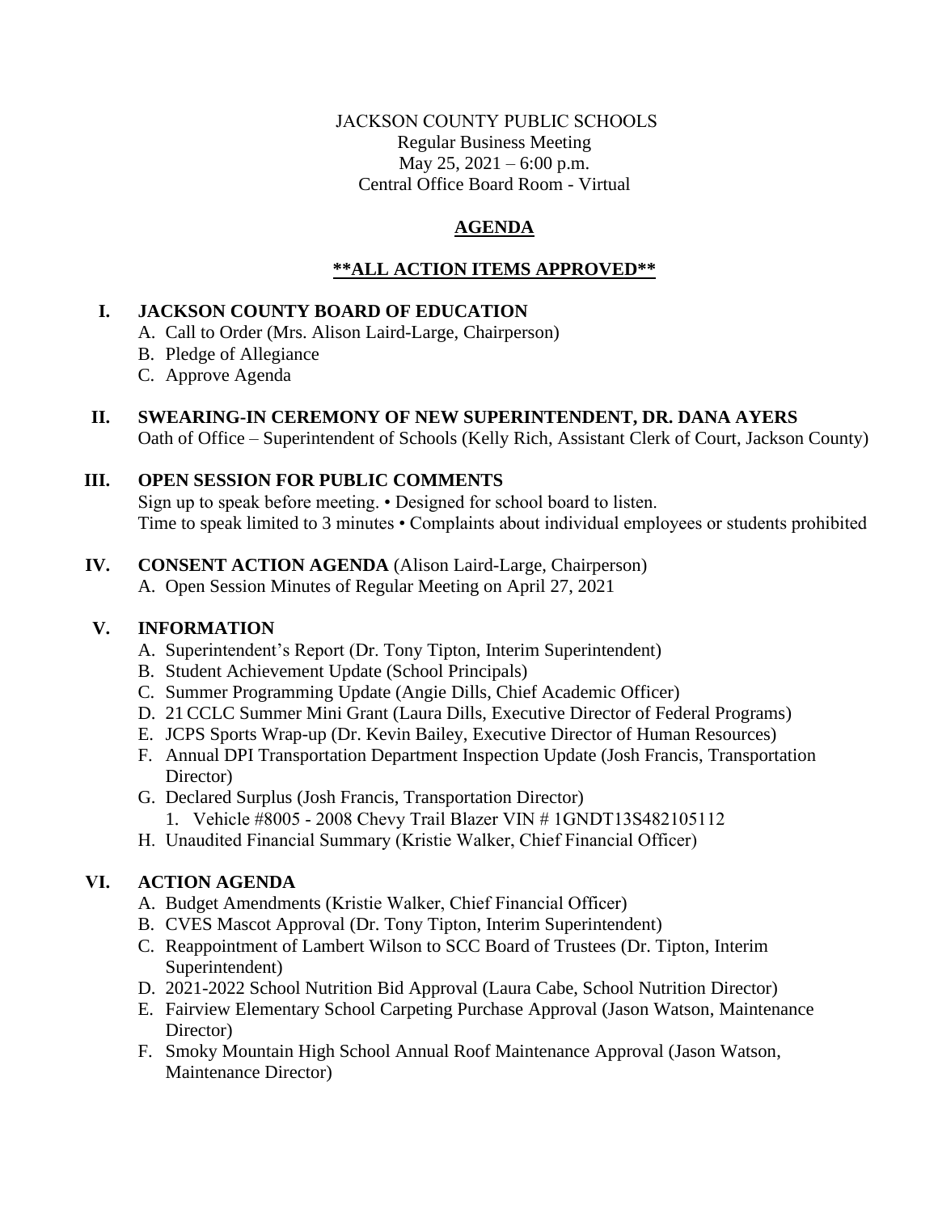JACKSON COUNTY PUBLIC SCHOOLS
Regular Business Meeting
May 25, 2021 – 6:00 p.m.
Central Office Board Room - Virtual

# AGENDA

## **\*\*ALL ACTION ITEMS APPROVED\*\***

## I. JACKSON COUNTY BOARD OF EDUCATION

A. Call to Order (Mrs. Alison Laird-Large, Chairperson)
B. Pledge of Allegiance
C. Approve Agenda

## II. SWEARING-IN CEREMONY OF NEW SUPERINTENDENT, DR. DANA AYERS

Oath of Office – Superintendent of Schools (Kelly Rich, Assistant Clerk of Court, Jackson County)

## III. OPEN SESSION FOR PUBLIC COMMENTS

Sign up to speak before meeting. • Designed for school board to listen.
Time to speak limited to 3 minutes • Complaints about individual employees or students prohibited

## IV. CONSENT ACTION AGENDA (Alison Laird-Large, Chairperson)

A. Open Session Minutes of Regular Meeting on April 27, 2021

## V. INFORMATION

A. Superintendent's Report (Dr. Tony Tipton, Interim Superintendent)
B. Student Achievement Update (School Principals)
C. Summer Programming Update (Angie Dills, Chief Academic Officer)
D. 21 CCLC Summer Mini Grant (Laura Dills, Executive Director of Federal Programs)
E. JCPS Sports Wrap-up (Dr. Kevin Bailey, Executive Director of Human Resources)
F. Annual DPI Transportation Department Inspection Update (Josh Francis, Transportation Director)
G. Declared Surplus (Josh Francis, Transportation Director)
   1. Vehicle #8005 - 2008 Chevy Trail Blazer VIN # 1GNDT13S482105112
H. Unaudited Financial Summary (Kristie Walker, Chief Financial Officer)

## VI. ACTION AGENDA

A. Budget Amendments (Kristie Walker, Chief Financial Officer)
B. CVES Mascot Approval (Dr. Tony Tipton, Interim Superintendent)
C. Reappointment of Lambert Wilson to SCC Board of Trustees (Dr. Tipton, Interim Superintendent)
D. 2021-2022 School Nutrition Bid Approval (Laura Cabe, School Nutrition Director)
E. Fairview Elementary School Carpeting Purchase Approval (Jason Watson, Maintenance Director)
F. Smoky Mountain High School Annual Roof Maintenance Approval (Jason Watson, Maintenance Director)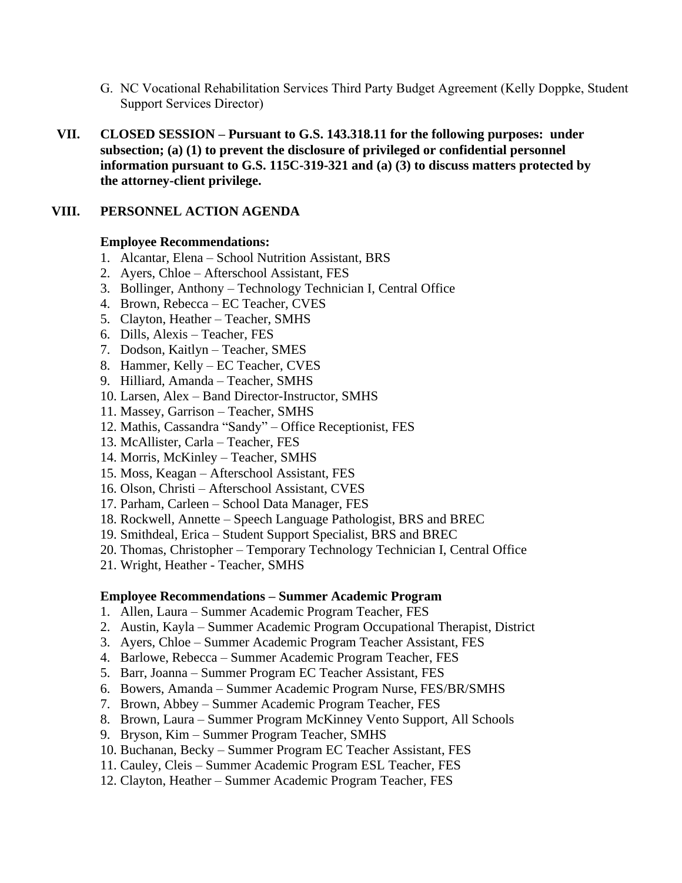G. NC Vocational Rehabilitation Services Third Party Budget Agreement (Kelly Doppke, Student Support Services Director)

## VII. CLOSED SESSION – Pursuant to G.S. 143.318.11 for the following purposes: under subsection; (a) (1) to prevent the disclosure of privileged or confidential personnel information pursuant to G.S. 115C-319-321 and (a) (3) to discuss matters protected by the attorney-client privilege.

## VIII. PERSONNEL ACTION AGENDA

**Employee Recommendations:**

1. Alcantar, Elena – School Nutrition Assistant, BRS
2. Ayers, Chloe – Afterschool Assistant, FES
3. Bollinger, Anthony – Technology Technician I, Central Office
4. Brown, Rebecca – EC Teacher, CVES
5. Clayton, Heather – Teacher, SMHS
6. Dills, Alexis – Teacher, FES
7. Dodson, Kaitlyn – Teacher, SMES
8. Hammer, Kelly – EC Teacher, CVES
9. Hilliard, Amanda – Teacher, SMHS
10. Larsen, Alex – Band Director-Instructor, SMHS
11. Massey, Garrison – Teacher, SMHS
12. Mathis, Cassandra "Sandy" – Office Receptionist, FES
13. McAllister, Carla – Teacher, FES
14. Morris, McKinley – Teacher, SMHS
15. Moss, Keagan – Afterschool Assistant, FES
16. Olson, Christi – Afterschool Assistant, CVES
17. Parham, Carleen – School Data Manager, FES
18. Rockwell, Annette – Speech Language Pathologist, BRS and BREC
19. Smithdeal, Erica – Student Support Specialist, BRS and BREC
20. Thomas, Christopher – Temporary Technology Technician I, Central Office
21. Wright, Heather - Teacher, SMHS

**Employee Recommendations – Summer Academic Program**

1. Allen, Laura – Summer Academic Program Teacher, FES
2. Austin, Kayla – Summer Academic Program Occupational Therapist, District
3. Ayers, Chloe – Summer Academic Program Teacher Assistant, FES
4. Barlowe, Rebecca – Summer Academic Program Teacher, FES
5. Barr, Joanna – Summer Program EC Teacher Assistant, FES
6. Bowers, Amanda – Summer Academic Program Nurse, FES/BR/SMHS
7. Brown, Abbey – Summer Academic Program Teacher, FES
8. Brown, Laura – Summer Program McKinney Vento Support, All Schools
9. Bryson, Kim – Summer Program Teacher, SMHS
10. Buchanan, Becky – Summer Program EC Teacher Assistant, FES
11. Cauley, Cleis – Summer Academic Program ESL Teacher, FES
12. Clayton, Heather – Summer Academic Program Teacher, FES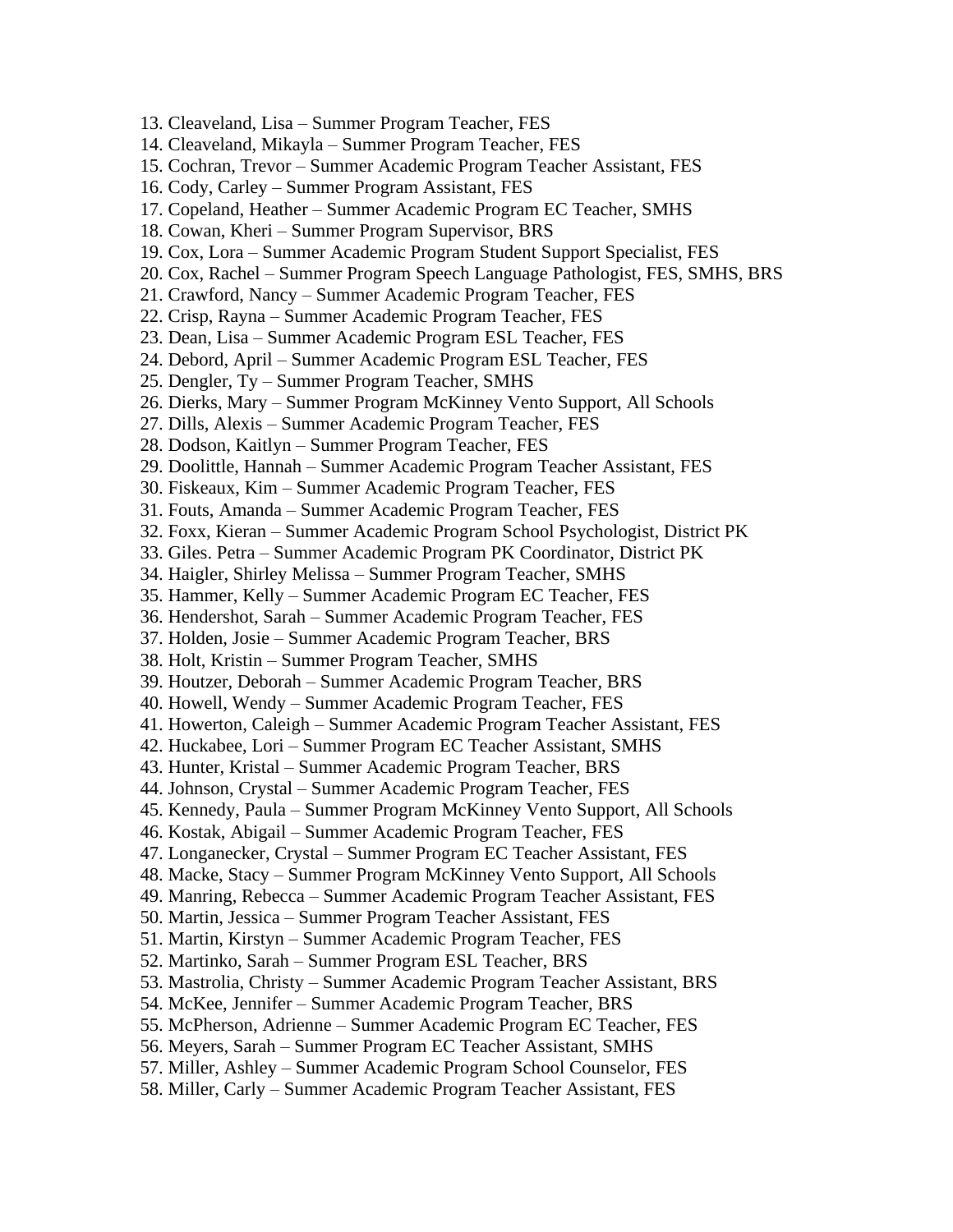13. Cleaveland, Lisa – Summer Program Teacher, FES
14. Cleaveland, Mikayla – Summer Program Teacher, FES
15. Cochran, Trevor – Summer Academic Program Teacher Assistant, FES
16. Cody, Carley – Summer Program Assistant, FES
17. Copeland, Heather – Summer Academic Program EC Teacher, SMHS
18. Cowan, Kheri – Summer Program Supervisor, BRS
19. Cox, Lora – Summer Academic Program Student Support Specialist, FES
20. Cox, Rachel – Summer Program Speech Language Pathologist, FES, SMHS, BRS
21. Crawford, Nancy – Summer Academic Program Teacher, FES
22. Crisp, Rayna – Summer Academic Program Teacher, FES
23. Dean, Lisa – Summer Academic Program ESL Teacher, FES
24. Debord, April – Summer Academic Program ESL Teacher, FES
25. Dengler, Ty – Summer Program Teacher, SMHS
26. Dierks, Mary – Summer Program McKinney Vento Support, All Schools
27. Dills, Alexis – Summer Academic Program Teacher, FES
28. Dodson, Kaitlyn – Summer Program Teacher, FES
29. Doolittle, Hannah – Summer Academic Program Teacher Assistant, FES
30. Fiskeaux, Kim – Summer Academic Program Teacher, FES
31. Fouts, Amanda – Summer Academic Program Teacher, FES
32. Foxx, Kieran – Summer Academic Program School Psychologist, District PK
33. Giles. Petra – Summer Academic Program PK Coordinator, District PK
34. Haigler, Shirley Melissa – Summer Program Teacher, SMHS
35. Hammer, Kelly – Summer Academic Program EC Teacher, FES
36. Hendershot, Sarah – Summer Academic Program Teacher, FES
37. Holden, Josie – Summer Academic Program Teacher, BRS
38. Holt, Kristin – Summer Program Teacher, SMHS
39. Houtzer, Deborah – Summer Academic Program Teacher, BRS
40. Howell, Wendy – Summer Academic Program Teacher, FES
41. Howerton, Caleigh – Summer Academic Program Teacher Assistant, FES
42. Huckabee, Lori – Summer Program EC Teacher Assistant, SMHS
43. Hunter, Kristal – Summer Academic Program Teacher, BRS
44. Johnson, Crystal – Summer Academic Program Teacher, FES
45. Kennedy, Paula – Summer Program McKinney Vento Support, All Schools
46. Kostak, Abigail – Summer Academic Program Teacher, FES
47. Longanecker, Crystal – Summer Program EC Teacher Assistant, FES
48. Macke, Stacy – Summer Program McKinney Vento Support, All Schools
49. Manring, Rebecca – Summer Academic Program Teacher Assistant, FES
50. Martin, Jessica – Summer Program Teacher Assistant, FES
51. Martin, Kirstyn – Summer Academic Program Teacher, FES
52. Martinko, Sarah – Summer Program ESL Teacher, BRS
53. Mastrolia, Christy – Summer Academic Program Teacher Assistant, BRS
54. McKee, Jennifer – Summer Academic Program Teacher, BRS
55. McPherson, Adrienne – Summer Academic Program EC Teacher, FES
56. Meyers, Sarah – Summer Program EC Teacher Assistant, SMHS
57. Miller, Ashley – Summer Academic Program School Counselor, FES
58. Miller, Carly – Summer Academic Program Teacher Assistant, FES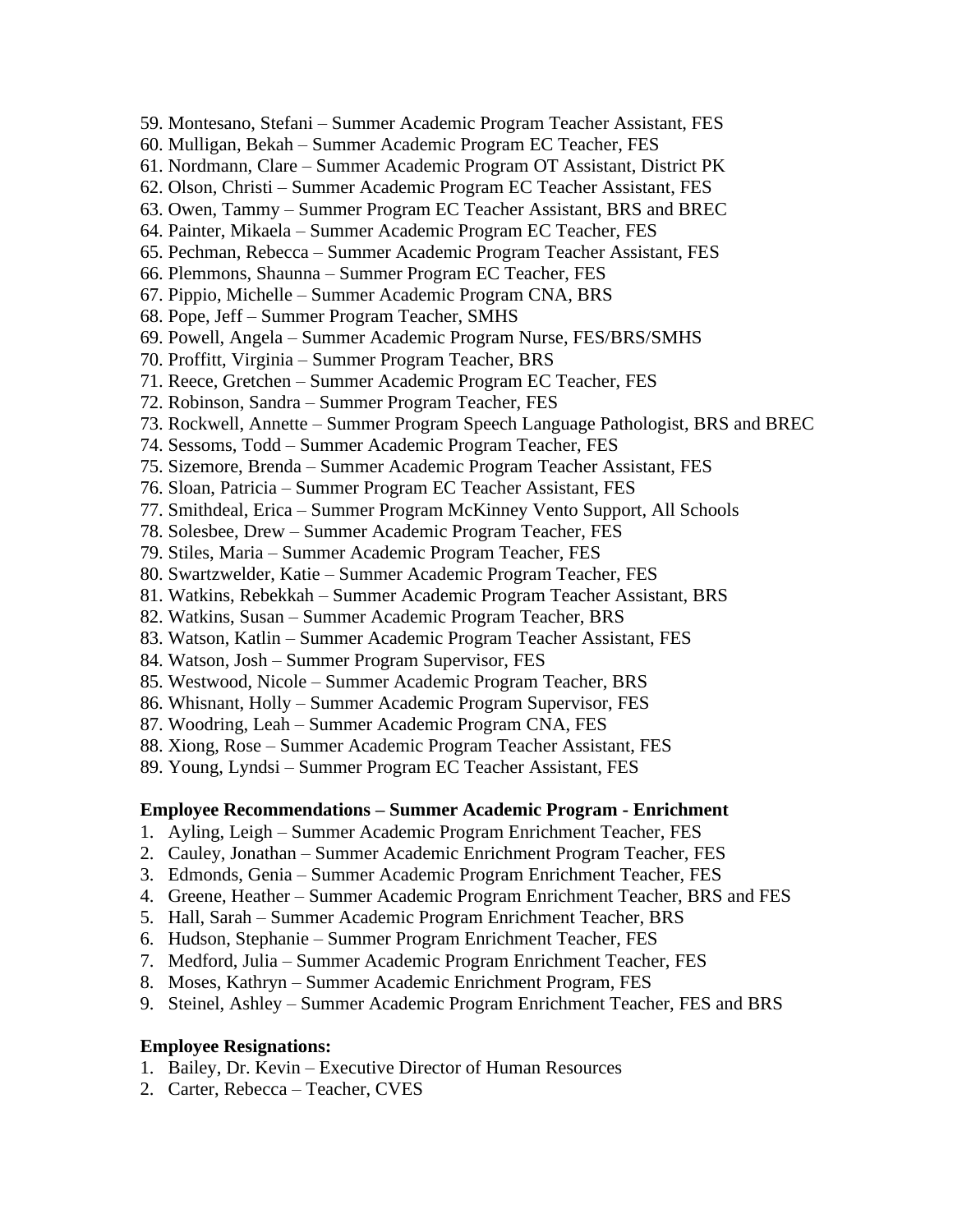59. Montesano, Stefani – Summer Academic Program Teacher Assistant, FES
60. Mulligan, Bekah – Summer Academic Program EC Teacher, FES
61. Nordmann, Clare – Summer Academic Program OT Assistant, District PK
62. Olson, Christi – Summer Academic Program EC Teacher Assistant, FES
63. Owen, Tammy – Summer Program EC Teacher Assistant, BRS and BREC
64. Painter, Mikaela – Summer Academic Program EC Teacher, FES
65. Pechman, Rebecca – Summer Academic Program Teacher Assistant, FES
66. Plemmons, Shaunna – Summer Program EC Teacher, FES
67. Pippio, Michelle – Summer Academic Program CNA, BRS
68. Pope, Jeff – Summer Program Teacher, SMHS
69. Powell, Angela – Summer Academic Program Nurse, FES/BRS/SMHS
70. Proffitt, Virginia – Summer Program Teacher, BRS
71. Reece, Gretchen – Summer Academic Program EC Teacher, FES
72. Robinson, Sandra – Summer Program Teacher, FES
73. Rockwell, Annette – Summer Program Speech Language Pathologist, BRS and BREC
74. Sessoms, Todd – Summer Academic Program Teacher, FES
75. Sizemore, Brenda – Summer Academic Program Teacher Assistant, FES
76. Sloan, Patricia – Summer Program EC Teacher Assistant, FES
77. Smithdeal, Erica – Summer Program McKinney Vento Support, All Schools
78. Solesbee, Drew – Summer Academic Program Teacher, FES
79. Stiles, Maria – Summer Academic Program Teacher, FES
80. Swartzwelder, Katie – Summer Academic Program Teacher, FES
81. Watkins, Rebekkah – Summer Academic Program Teacher Assistant, BRS
82. Watkins, Susan – Summer Academic Program Teacher, BRS
83. Watson, Katlin – Summer Academic Program Teacher Assistant, FES
84. Watson, Josh – Summer Program Supervisor, FES
85. Westwood, Nicole – Summer Academic Program Teacher, BRS
86. Whisnant, Holly – Summer Academic Program Supervisor, FES
87. Woodring, Leah – Summer Academic Program CNA, FES
88. Xiong, Rose – Summer Academic Program Teacher Assistant, FES
89. Young, Lyndsi – Summer Program EC Teacher Assistant, FES

**Employee Recommendations – Summer Academic Program - Enrichment**

1. Ayling, Leigh – Summer Academic Program Enrichment Teacher, FES
2. Cauley, Jonathan – Summer Academic Enrichment Program Teacher, FES
3. Edmonds, Genia – Summer Academic Program Enrichment Teacher, FES
4. Greene, Heather – Summer Academic Program Enrichment Teacher, BRS and FES
5. Hall, Sarah – Summer Academic Program Enrichment Teacher, BRS
6. Hudson, Stephanie – Summer Program Enrichment Teacher, FES
7. Medford, Julia – Summer Academic Program Enrichment Teacher, FES
8. Moses, Kathryn – Summer Academic Enrichment Program, FES
9. Steinel, Ashley – Summer Academic Program Enrichment Teacher, FES and BRS

**Employee Resignations:**

1. Bailey, Dr. Kevin – Executive Director of Human Resources
2. Carter, Rebecca – Teacher, CVES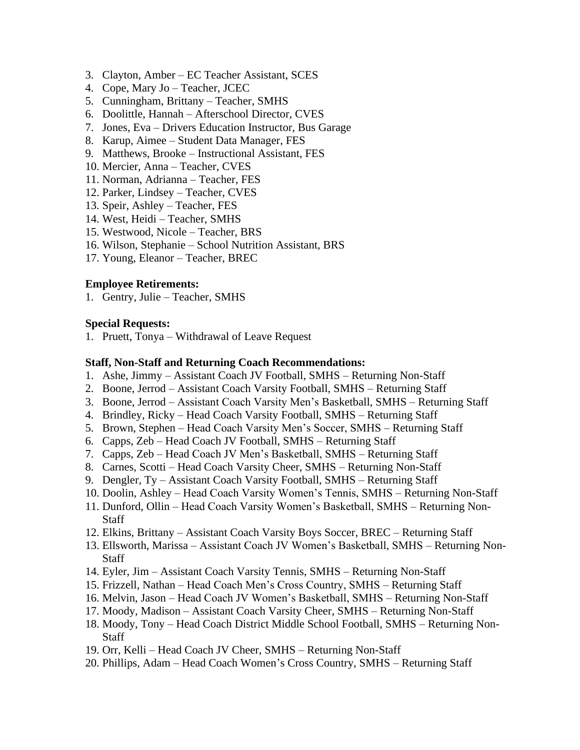3. Clayton, Amber – EC Teacher Assistant, SCES
4. Cope, Mary Jo – Teacher, JCEC
5. Cunningham, Brittany – Teacher, SMHS
6. Doolittle, Hannah – Afterschool Director, CVES
7. Jones, Eva – Drivers Education Instructor, Bus Garage
8. Karup, Aimee – Student Data Manager, FES
9. Matthews, Brooke – Instructional Assistant, FES
10. Mercier, Anna – Teacher, CVES
11. Norman, Adrianna – Teacher, FES
12. Parker, Lindsey – Teacher, CVES
13. Speir, Ashley – Teacher, FES
14. West, Heidi – Teacher, SMHS
15. Westwood, Nicole – Teacher, BRS
16. Wilson, Stephanie – School Nutrition Assistant, BRS
17. Young, Eleanor – Teacher, BREC

**Employee Retirements:**

1. Gentry, Julie – Teacher, SMHS

**Special Requests:**

1. Pruett, Tonya – Withdrawal of Leave Request

**Staff, Non-Staff and Returning Coach Recommendations:**

1. Ashe, Jimmy – Assistant Coach JV Football, SMHS – Returning Non-Staff
2. Boone, Jerrod – Assistant Coach Varsity Football, SMHS – Returning Staff
3. Boone, Jerrod – Assistant Coach Varsity Men's Basketball, SMHS – Returning Staff
4. Brindley, Ricky – Head Coach Varsity Football, SMHS – Returning Staff
5. Brown, Stephen – Head Coach Varsity Men's Soccer, SMHS – Returning Staff
6. Capps, Zeb – Head Coach JV Football, SMHS – Returning Staff
7. Capps, Zeb – Head Coach JV Men's Basketball, SMHS – Returning Staff
8. Carnes, Scotti – Head Coach Varsity Cheer, SMHS – Returning Non-Staff
9. Dengler, Ty – Assistant Coach Varsity Football, SMHS – Returning Staff
10. Doolin, Ashley – Head Coach Varsity Women's Tennis, SMHS – Returning Non-Staff
11. Dunford, Ollin – Head Coach Varsity Women's Basketball, SMHS – Returning Non-Staff
12. Elkins, Brittany – Assistant Coach Varsity Boys Soccer, BREC – Returning Staff
13. Ellsworth, Marissa – Assistant Coach JV Women's Basketball, SMHS – Returning Non-Staff
14. Eyler, Jim – Assistant Coach Varsity Tennis, SMHS – Returning Non-Staff
15. Frizzell, Nathan – Head Coach Men's Cross Country, SMHS – Returning Staff
16. Melvin, Jason – Head Coach JV Women's Basketball, SMHS – Returning Non-Staff
17. Moody, Madison – Assistant Coach Varsity Cheer, SMHS – Returning Non-Staff
18. Moody, Tony – Head Coach District Middle School Football, SMHS – Returning Non-Staff
19. Orr, Kelli – Head Coach JV Cheer, SMHS – Returning Non-Staff
20. Phillips, Adam – Head Coach Women's Cross Country, SMHS – Returning Staff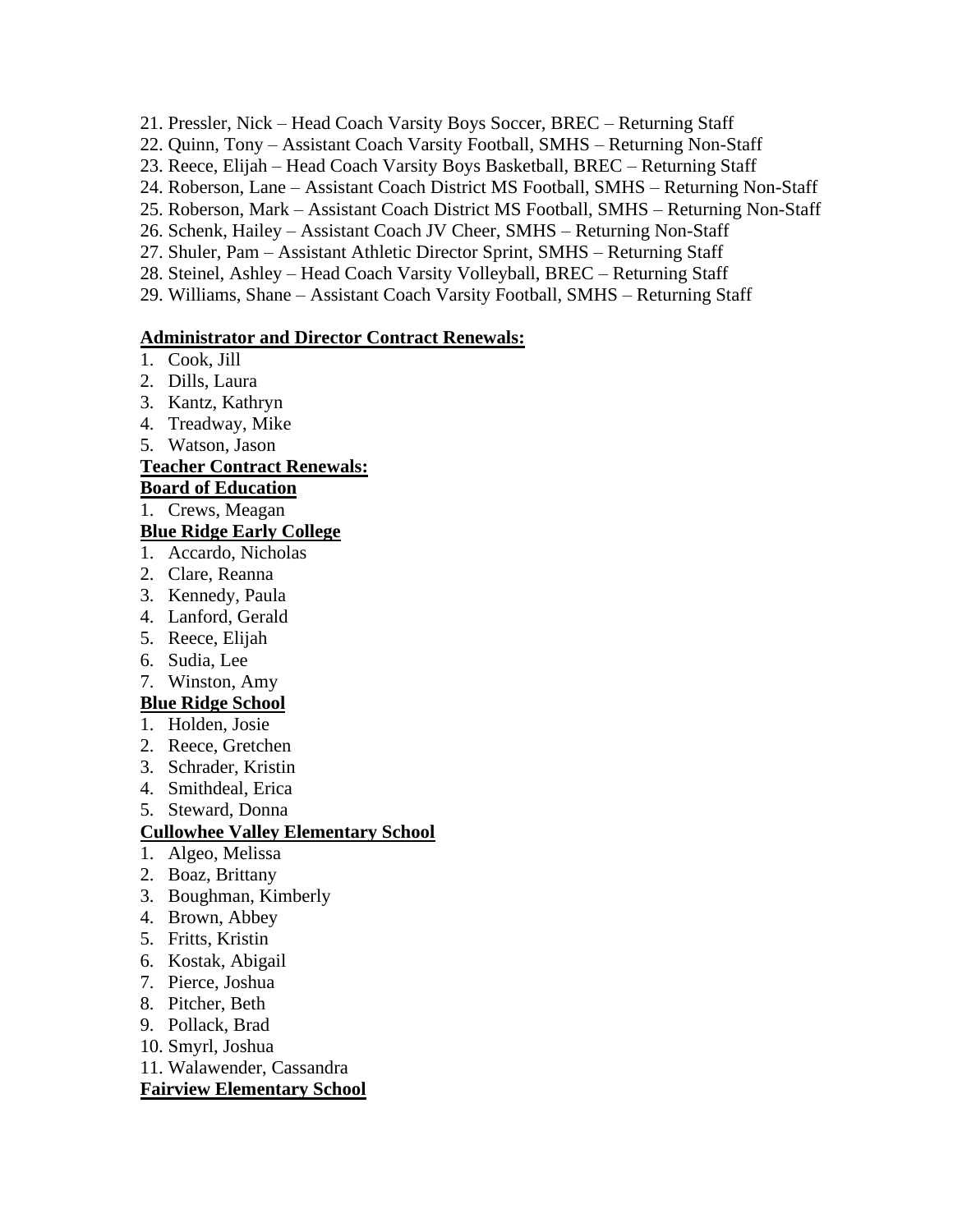21. Pressler, Nick – Head Coach Varsity Boys Soccer, BREC – Returning Staff
22. Quinn, Tony – Assistant Coach Varsity Football, SMHS – Returning Non-Staff
23. Reece, Elijah – Head Coach Varsity Boys Basketball, BREC – Returning Staff
24. Roberson, Lane – Assistant Coach District MS Football, SMHS – Returning Non-Staff
25. Roberson, Mark – Assistant Coach District MS Football, SMHS – Returning Non-Staff
26. Schenk, Hailey – Assistant Coach JV Cheer, SMHS – Returning Non-Staff
27. Shuler, Pam – Assistant Athletic Director Sprint, SMHS – Returning Staff
28. Steinel, Ashley – Head Coach Varsity Volleyball, BREC – Returning Staff
29. Williams, Shane – Assistant Coach Varsity Football, SMHS – Returning Staff

**Administrator and Director Contract Renewals:**

1. Cook, Jill
2. Dills, Laura
3. Kantz, Kathryn
4. Treadway, Mike
5. Watson, Jason

**Teacher Contract Renewals:**

**Board of Education**

1. Crews, Meagan

**Blue Ridge Early College**

1. Accardo, Nicholas
2. Clare, Reanna
3. Kennedy, Paula
4. Lanford, Gerald
5. Reece, Elijah
6. Sudia, Lee
7. Winston, Amy

**Blue Ridge School**

1. Holden, Josie
2. Reece, Gretchen
3. Schrader, Kristin
4. Smithdeal, Erica
5. Steward, Donna

**Cullowhee Valley Elementary School**

1. Algeo, Melissa
2. Boaz, Brittany
3. Boughman, Kimberly
4. Brown, Abbey
5. Fritts, Kristin
6. Kostak, Abigail
7. Pierce, Joshua
8. Pitcher, Beth
9. Pollack, Brad
10. Smyrl, Joshua
11. Walawender, Cassandra

**Fairview Elementary School**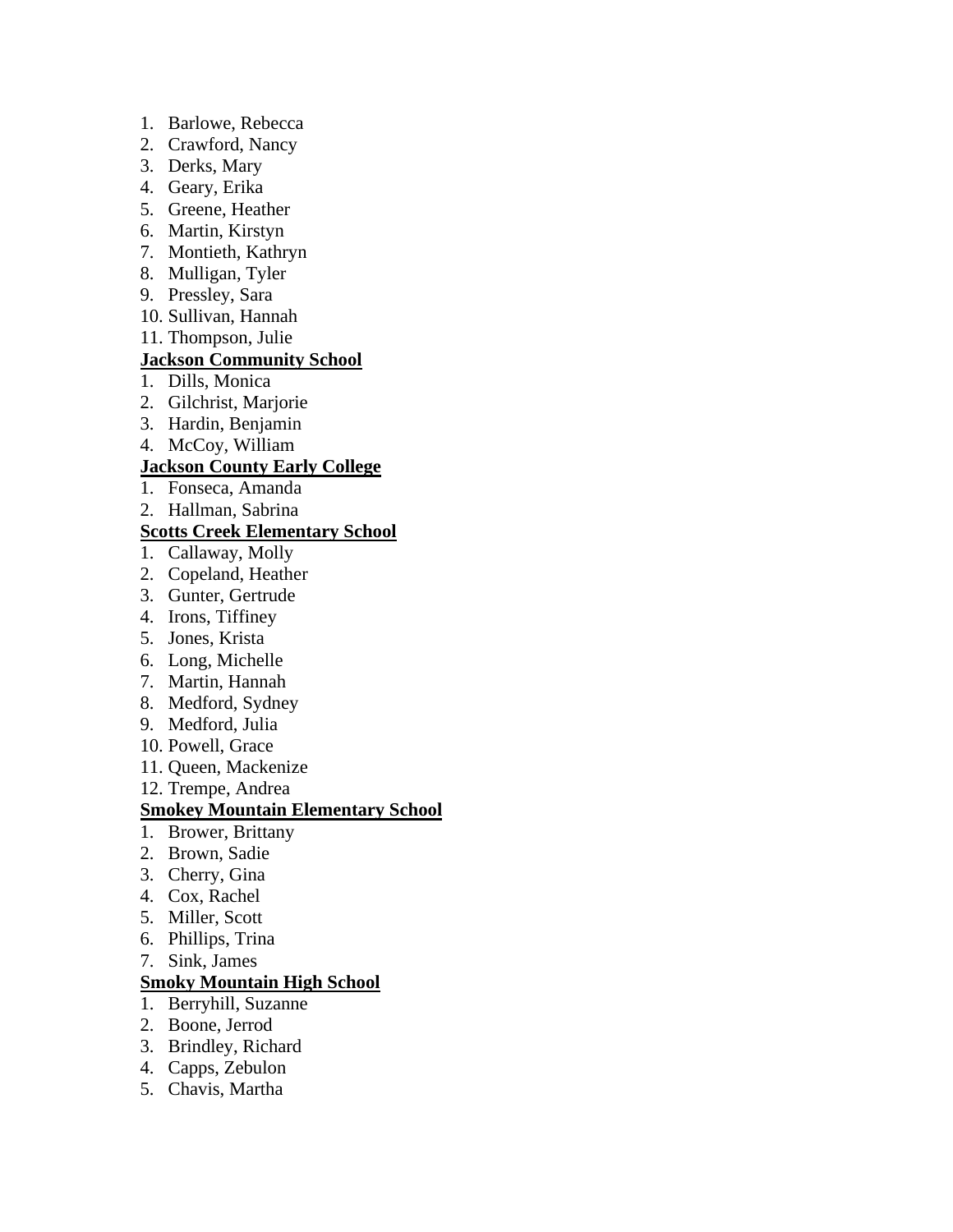1. Barlowe, Rebecca
2. Crawford, Nancy
3. Derks, Mary
4. Geary, Erika
5. Greene, Heather
6. Martin, Kirstyn
7. Montieth, Kathryn
8. Mulligan, Tyler
9. Pressley, Sara
10. Sullivan, Hannah
11. Thompson, Julie

**Jackson Community School**

1. Dills, Monica
2. Gilchrist, Marjorie
3. Hardin, Benjamin
4. McCoy, William

**Jackson County Early College**

1. Fonseca, Amanda
2. Hallman, Sabrina

**Scotts Creek Elementary School**

1. Callaway, Molly
2. Copeland, Heather
3. Gunter, Gertrude
4. Irons, Tiffiney
5. Jones, Krista
6. Long, Michelle
7. Martin, Hannah
8. Medford, Sydney
9. Medford, Julia
10. Powell, Grace
11. Queen, Mackenize
12. Trempe, Andrea

**Smokey Mountain Elementary School**

1. Brower, Brittany
2. Brown, Sadie
3. Cherry, Gina
4. Cox, Rachel
5. Miller, Scott
6. Phillips, Trina
7. Sink, James

**Smoky Mountain High School**

1. Berryhill, Suzanne
2. Boone, Jerrod
3. Brindley, Richard
4. Capps, Zebulon
5. Chavis, Martha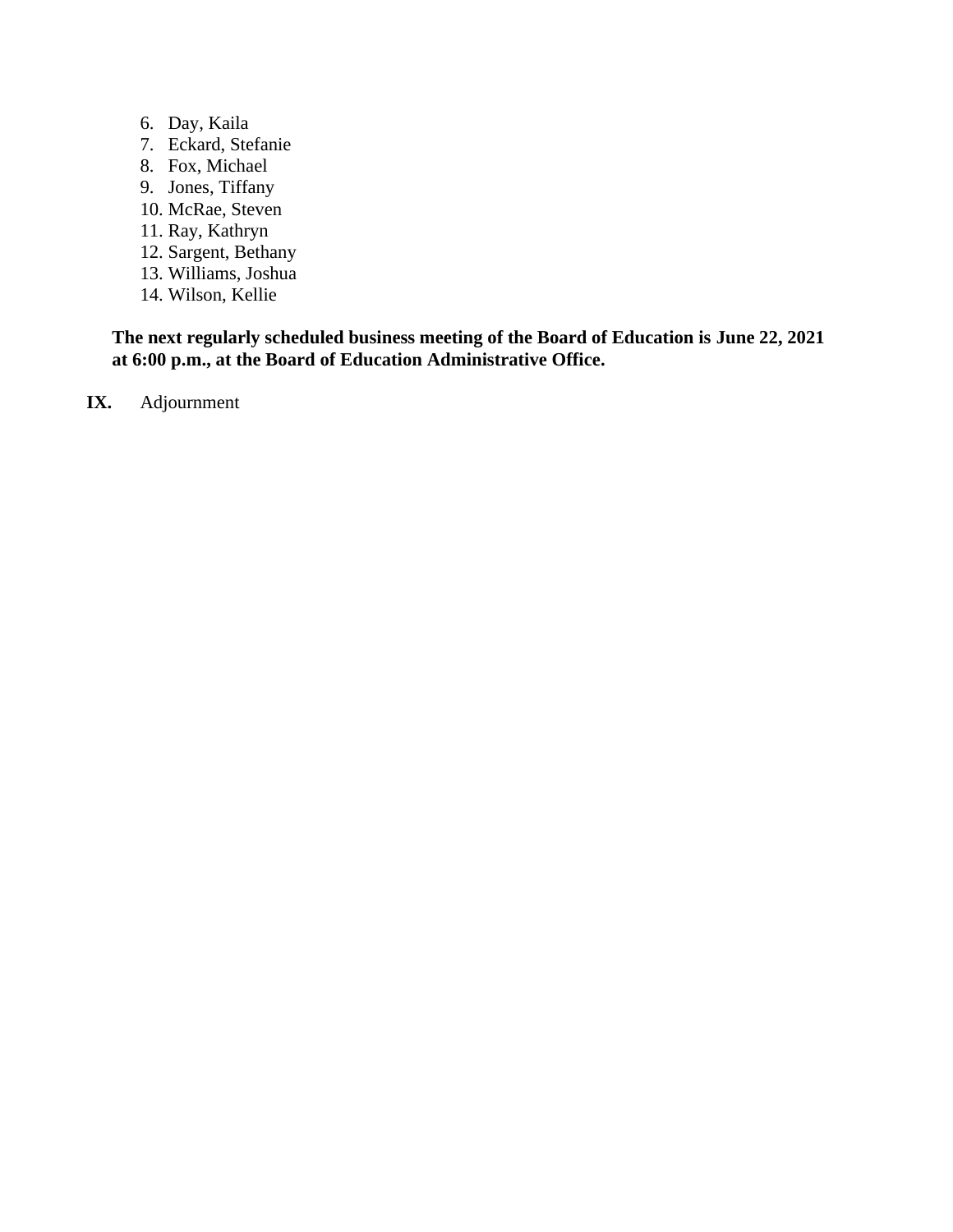6. Day, Kaila
7. Eckard, Stefanie
8. Fox, Michael
9. Jones, Tiffany
10. McRae, Steven
11. Ray, Kathryn
12. Sargent, Bethany
13. Williams, Joshua
14. Wilson, Kellie

**The next regularly scheduled business meeting of the Board of Education is June 22, 2021 at 6:00 p.m., at the Board of Education Administrative Office.**

**IX.** Adjournment